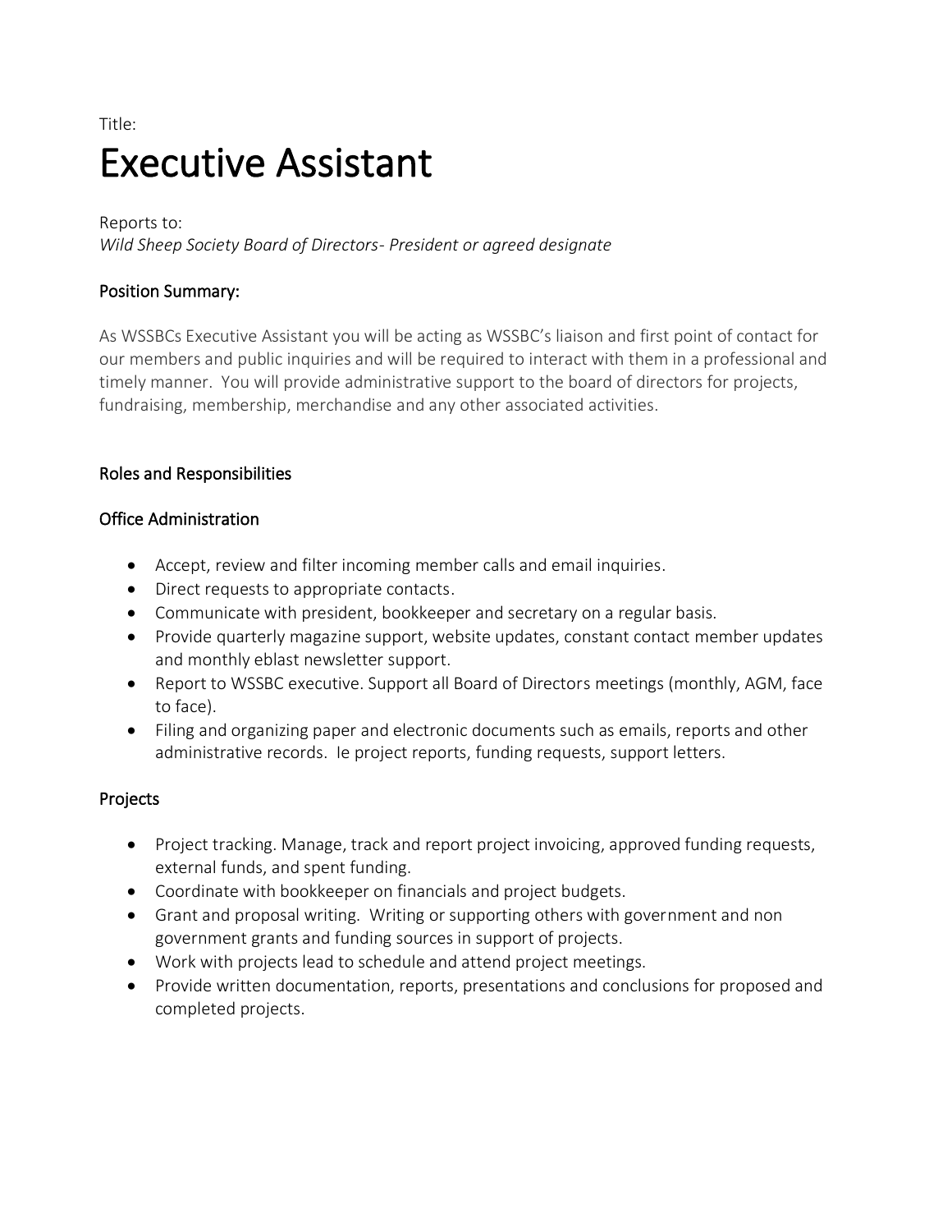Title:

# Executive Assistant

Reports to:
*Wild Sheep Society Board of Directors- President or agreed designate*

### Position Summary:

As WSSBCs Executive Assistant you will be acting as WSSBC's liaison and first point of contact for our members and public inquiries and will be required to interact with them in a professional and timely manner. You will provide administrative support to the board of directors for projects, fundraising, membership, merchandise and any other associated activities.

### Roles and Responsibilities

### Office Administration

- Accept, review and filter incoming member calls and email inquiries.
- Direct requests to appropriate contacts.
- Communicate with president, bookkeeper and secretary on a regular basis.
- Provide quarterly magazine support, website updates, constant contact member updates and monthly eblast newsletter support.
- Report to WSSBC executive. Support all Board of Directors meetings (monthly, AGM, face to face).
- Filing and organizing paper and electronic documents such as emails, reports and other administrative records. Ie project reports, funding requests, support letters.

### Projects

- Project tracking. Manage, track and report project invoicing, approved funding requests, external funds, and spent funding.
- Coordinate with bookkeeper on financials and project budgets.
- Grant and proposal writing. Writing or supporting others with government and non government grants and funding sources in support of projects.
- Work with projects lead to schedule and attend project meetings.
- Provide written documentation, reports, presentations and conclusions for proposed and completed projects.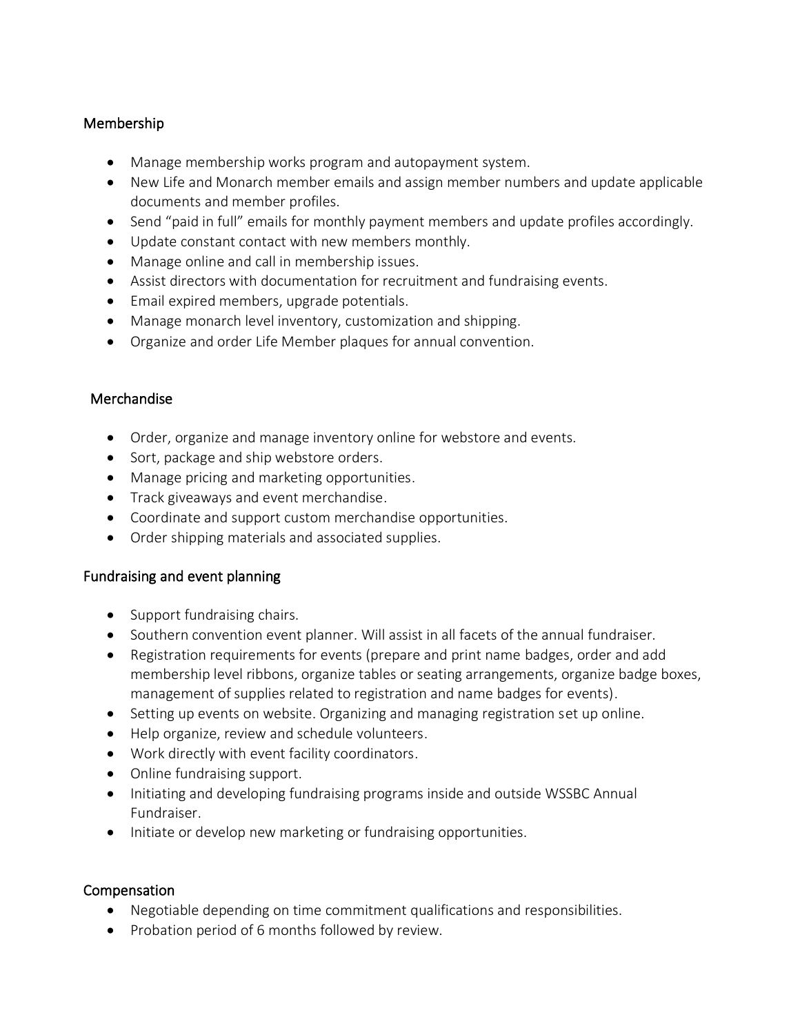## Membership

- Manage membership works program and autopayment system.
- New Life and Monarch member emails and assign member numbers and update applicable documents and member profiles.
- Send "paid in full" emails for monthly payment members and update profiles accordingly.
- Update constant contact with new members monthly.
- Manage online and call in membership issues.
- Assist directors with documentation for recruitment and fundraising events.
- Email expired members, upgrade potentials.
- Manage monarch level inventory, customization and shipping.
- Organize and order Life Member plaques for annual convention.

## Merchandise

- Order, organize and manage inventory online for webstore and events.
- Sort, package and ship webstore orders.
- Manage pricing and marketing opportunities.
- Track giveaways and event merchandise.
- Coordinate and support custom merchandise opportunities.
- Order shipping materials and associated supplies.

## Fundraising and event planning

- Support fundraising chairs.
- Southern convention event planner. Will assist in all facets of the annual fundraiser.
- Registration requirements for events (prepare and print name badges, order and add membership level ribbons, organize tables or seating arrangements, organize badge boxes, management of supplies related to registration and name badges for events).
- Setting up events on website. Organizing and managing registration set up online.
- Help organize, review and schedule volunteers.
- Work directly with event facility coordinators.
- Online fundraising support.
- Initiating and developing fundraising programs inside and outside WSSBC Annual Fundraiser.
- Initiate or develop new marketing or fundraising opportunities.

## Compensation

- Negotiable depending on time commitment qualifications and responsibilities.
- Probation period of 6 months followed by review.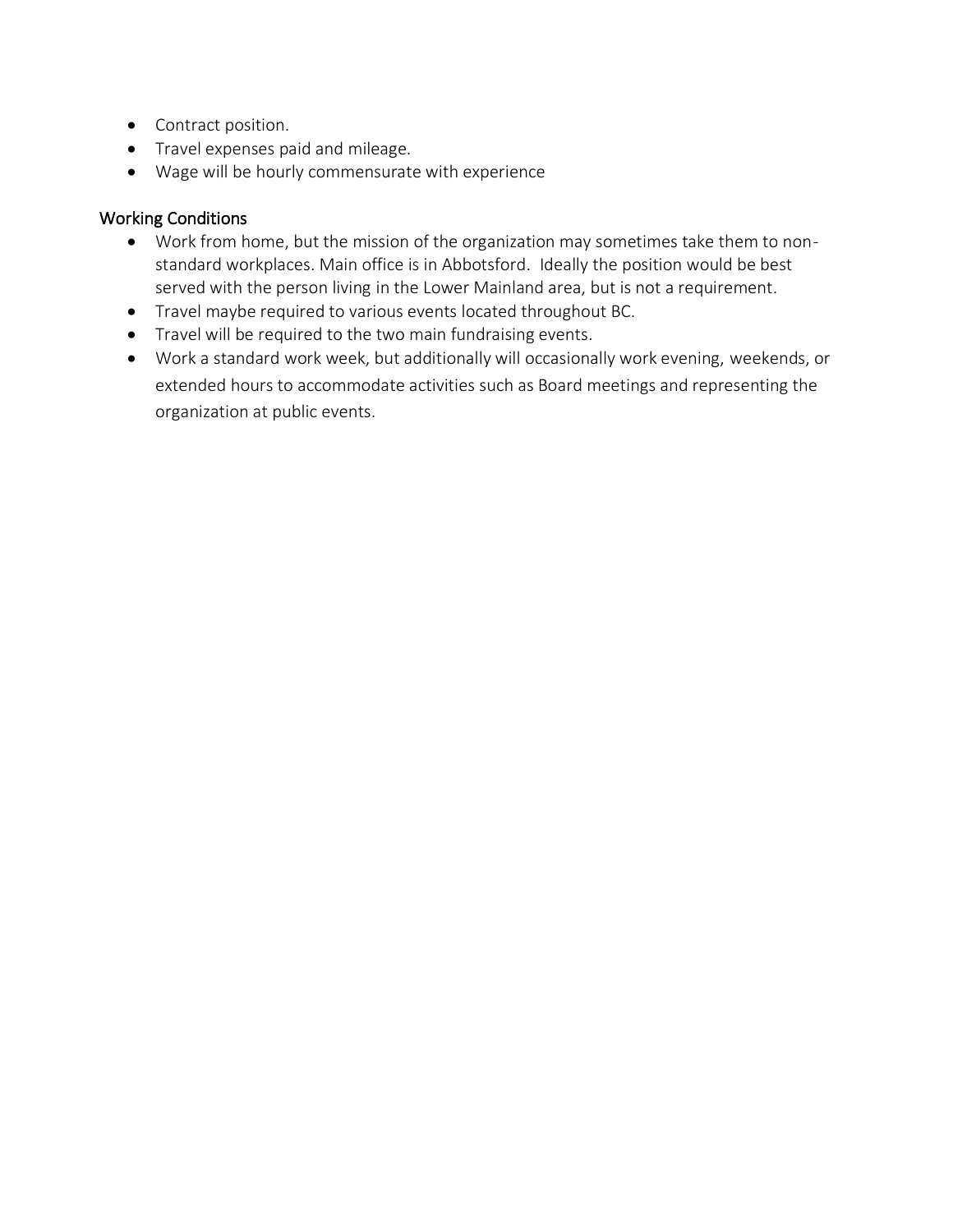- Contract position.
- Travel expenses paid and mileage.
- Wage will be hourly commensurate with experience

## Working Conditions

- Work from home, but the mission of the organization may sometimes take them to non-standard workplaces. Main office is in Abbotsford. Ideally the position would be best served with the person living in the Lower Mainland area, but is not a requirement.
- Travel maybe required to various events located throughout BC.
- Travel will be required to the two main fundraising events.
- Work a standard work week, but additionally will occasionally work evening, weekends, or extended hours to accommodate activities such as Board meetings and representing the organization at public events.